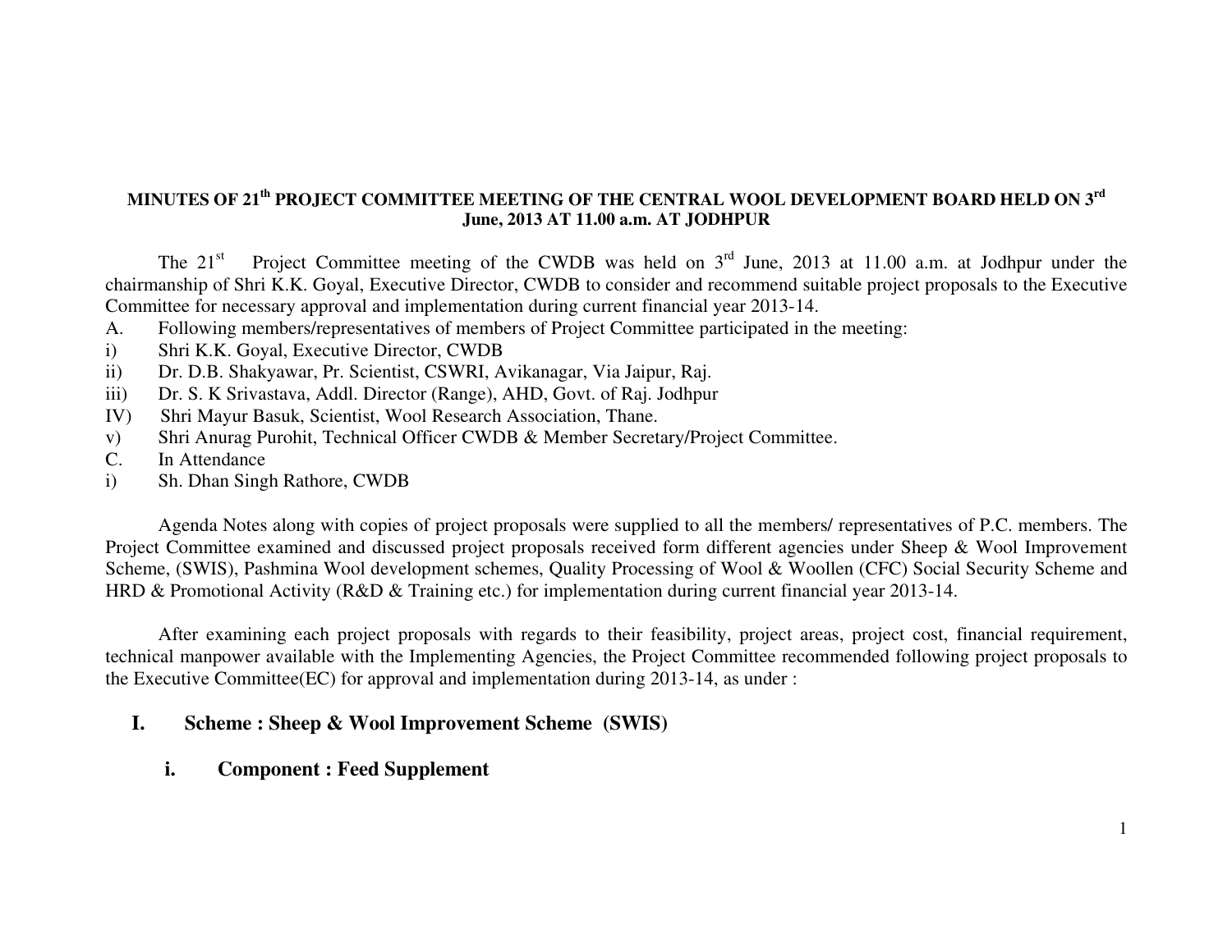**MINUTES OF 21th PROJECT COMMITTEE MEETING OF THE CENTRAL WOOL DEVELOPMENT BOARD HELD ON 3rd June, 2013 AT 11.00 a.m. AT JODHPUR**

The 21st Project Committee meeting of the CWDB was held on 3rd June, 2013 at 11.00 a.m. at Jodhpur under the chairmanship of Shri K.K. Goyal, Executive Director, CWDB to consider and recommend suitable project proposals to the Executive Committee for necessary approval and implementation during current financial year 2013-14.

A. Following members/representatives of members of Project Committee participated in the meeting:

i) Shri K.K. Goyal, Executive Director, CWDB
ii) Dr. D.B. Shakyawar, Pr. Scientist, CSWRI, Avikanagar, Via Jaipur, Raj.
iii) Dr. S. K Srivastava, Addl. Director (Range), AHD, Govt. of Raj. Jodhpur
IV) Shri Mayur Basuk, Scientist, Wool Research Association, Thane.
v) Shri Anurag Purohit, Technical Officer CWDB & Member Secretary/Project Committee.

C. In Attendance

i) Sh. Dhan Singh Rathore, CWDB

Agenda Notes along with copies of project proposals were supplied to all the members/ representatives of P.C. members. The Project Committee examined and discussed project proposals received form different agencies under Sheep & Wool Improvement Scheme, (SWIS), Pashmina Wool development schemes, Quality Processing of Wool & Woollen (CFC) Social Security Scheme and HRD & Promotional Activity (R&D & Training etc.) for implementation during current financial year 2013-14.

After examining each project proposals with regards to their feasibility, project areas, project cost, financial requirement, technical manpower available with the Implementing Agencies, the Project Committee recommended following project proposals to the Executive Committee(EC) for approval and implementation during 2013-14, as under :

## I. Scheme : Sheep & Wool Improvement Scheme (SWIS)

### i. Component : Feed Supplement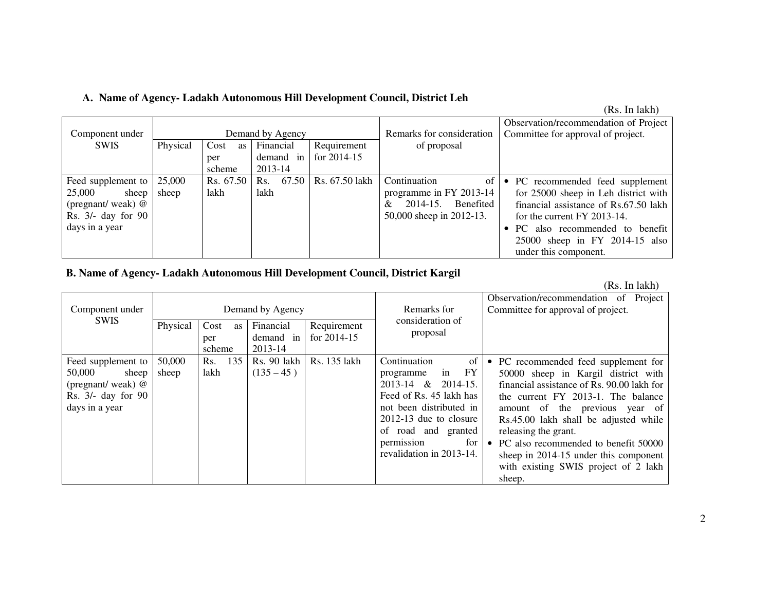### A. Name of Agency- Ladakh Autonomous Hill Development Council, District Leh

(Rs. In lakh)

| Component under SWIS | Demand by Agency | | | | Remarks for consideration of proposal | Observation/recommendation of Project Committee for approval of project. |
|---|---|---|---|---|---|---|
| | Physical | Cost as per scheme | Financial demand in 2013-14 | Requirement for 2014-15 | | |
| Feed supplement to 25,000 sheep (pregnant/ weak) @ Rs. 3/- day for 90 days in a year | 25,000 sheep | Rs. 67.50 lakh | Rs. 67.50 lakh | Rs. 67.50 lakh | Continuation of programme in FY 2013-14 & 2014-15. Benefited 50,000 sheep in 2012-13. | • PC recommended feed supplement for 25000 sheep in Leh district with financial assistance of Rs.67.50 lakh for the current FY 2013-14.<br>• PC also recommended to benefit 25000 sheep in FY 2014-15 also under this component. |

### B. Name of Agency- Ladakh Autonomous Hill Development Council, District Kargil

(Rs. In lakh)

| Component under SWIS | Demand by Agency | | | | Remarks for consideration of proposal | Observation/recommendation of Project Committee for approval of project. |
|---|---|---|---|---|---|---|
| | Physical | Cost as per scheme | Financial demand in 2013-14 | Requirement for 2014-15 | | |
| Feed supplement to 50,000 sheep (pregnant/ weak) @ Rs. 3/- day for 90 days in a year | 50,000 sheep | Rs. 135 lakh | Rs. 90 lakh (135 – 45 ) | Rs. 135 lakh | Continuation of programme in FY 2013-14 & 2014-15. Feed of Rs. 45 lakh has not been distributed in 2012-13 due to closure of road and granted permission for revalidation in 2013-14. | • PC recommended feed supplement for 50000 sheep in Kargil district with financial assistance of Rs. 90.00 lakh for the current FY 2013-1. The balance amount of the previous year of Rs.45.00 lakh shall be adjusted while releasing the grant.<br>• PC also recommended to benefit 50000 sheep in 2014-15 under this component with existing SWIS project of 2 lakh sheep. |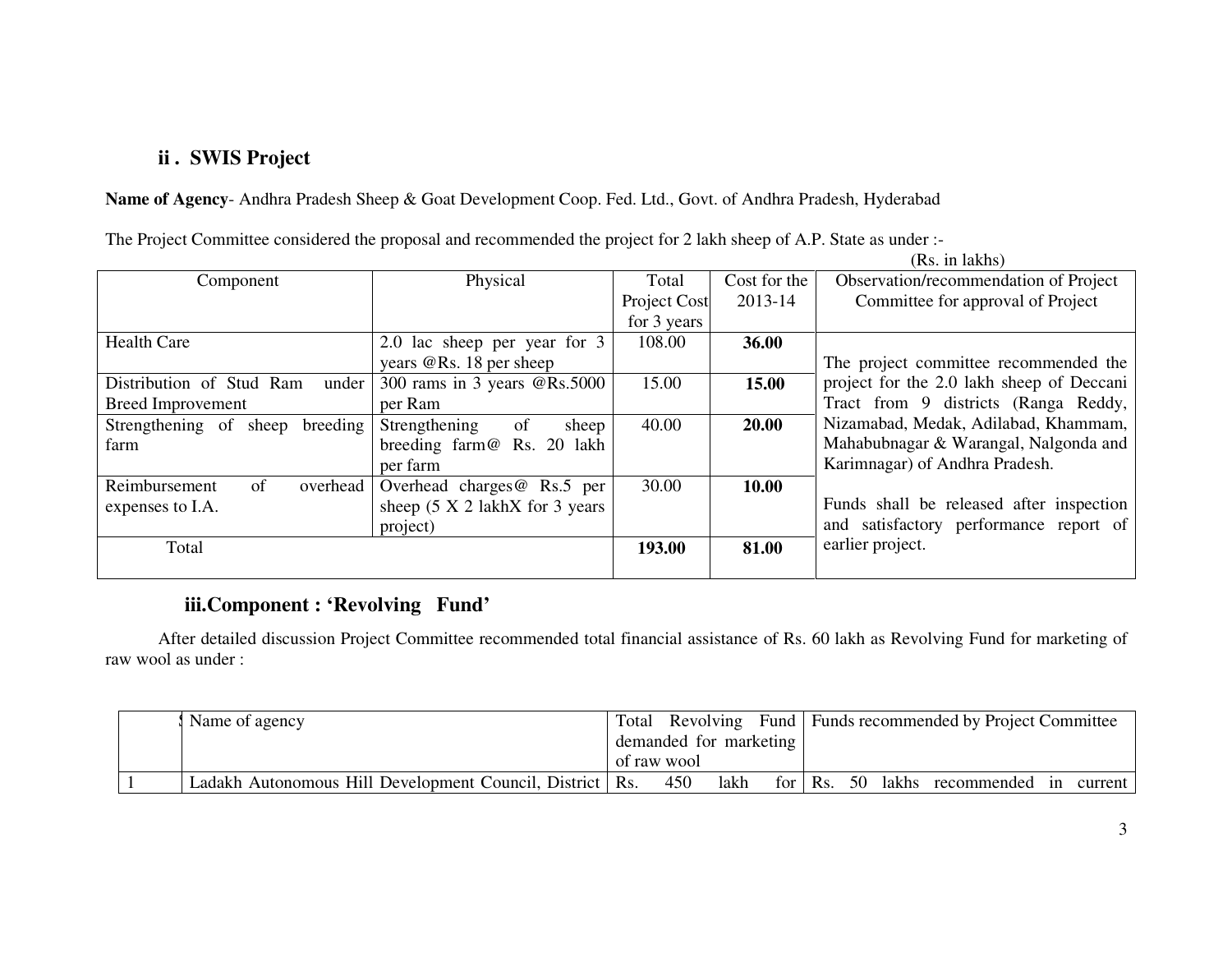### ii . SWIS Project

**Name of Agency**- Andhra Pradesh Sheep & Goat Development Coop. Fed. Ltd., Govt. of Andhra Pradesh, Hyderabad

The Project Committee considered the proposal and recommended the project for 2 lakh sheep of A.P. State as under :-

(Rs. in lakhs)

| Component | Physical | Total Project Cost for 3 years | Cost for the 2013-14 | Observation/recommendation of Project Committee for approval of Project |
|---|---|---|---|---|
| Health Care | 2.0 lac sheep per year for 3 years @Rs. 18 per sheep | 108.00 | **36.00** | The project committee recommended the project for the 2.0 lakh sheep of Deccani Tract from 9 districts (Ranga Reddy, Nizamabad, Medak, Adilabad, Khammam, Mahabubnagar & Warangal, Nalgonda and Karimnagar) of Andhra Pradesh.<br><br>Funds shall be released after inspection and satisfactory performance report of earlier project. |
| Distribution of Stud Ram under Breed Improvement | 300 rams in 3 years @Rs.5000 per Ram | 15.00 | **15.00** | |
| Strengthening of sheep breeding farm | Strengthening of sheep breeding farm@ Rs. 20 lakh per farm | 40.00 | **20.00** | |
| Reimbursement of overhead expenses to I.A. | Overhead charges@ Rs.5 per sheep (5 X 2 lakhX for 3 years project) | 30.00 | **10.00** | |
| Total | | **193.00** | **81.00** | |

### iii.Component : 'Revolving Fund'

After detailed discussion Project Committee recommended total financial assistance of Rs. 60 lakh as Revolving Fund for marketing of raw wool as under :

| S | Name of agency | Total Revolving Fund demanded for marketing of raw wool | Funds recommended by Project Committee |
|---|---|---|---|
| 1 | Ladakh Autonomous Hill Development Council, District | Rs. 450 lakh for | Rs. 50 lakhs recommended in current |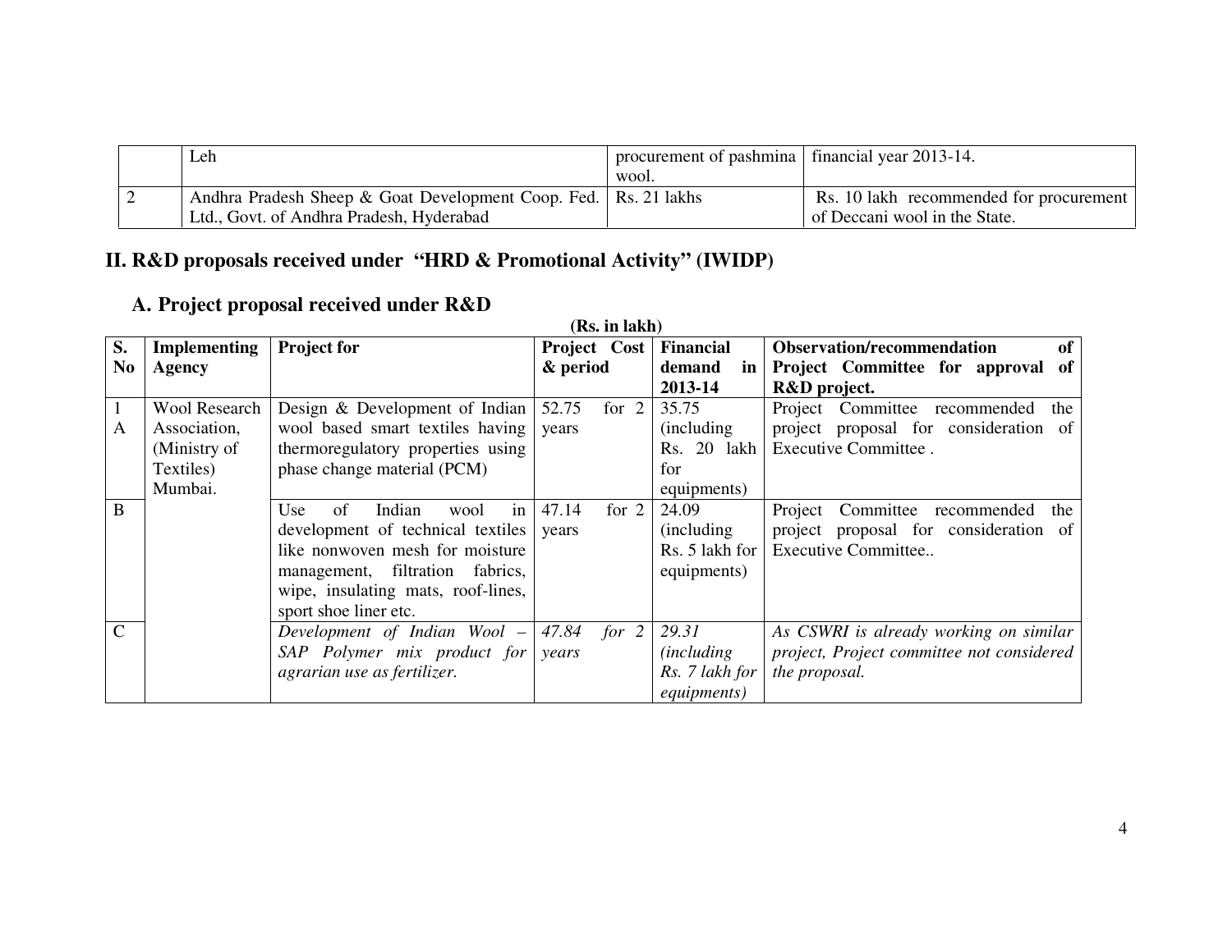|   | Leh | procurement of pashmina wool. | financial year 2013-14. |
|---|---|---|---|
| 2 | Andhra Pradesh Sheep & Goat Development Coop. Fed. Ltd., Govt. of Andhra Pradesh, Hyderabad | Rs. 21 lakhs | Rs. 10 lakh recommended for procurement of Deccani wool in the State. |

## II. R&D proposals received under "HRD & Promotional Activity" (IWIDP)

### A. Project proposal received under R&D

**(Rs. in lakh)**

| S. No | Implementing Agency | Project for | Project Cost & period | Financial demand in 2013-14 | Observation/recommendation of Project Committee for approval of R&D project. |
|---|---|---|---|---|---|
| 1 A | Wool Research Association, (Ministry of Textiles) Mumbai. | Design & Development of Indian wool based smart textiles having thermoregulatory properties using phase change material (PCM) | 52.75 for 2 years | 35.75 (including Rs. 20 lakh for equipments) | Project Committee recommended the project proposal for consideration of Executive Committee . |
| B | | Use of Indian wool in development of technical textiles like nonwoven mesh for moisture management, filtration fabrics, wipe, insulating mats, roof-lines, sport shoe liner etc. | 47.14 for 2 years | 24.09 (including Rs. 5 lakh for equipments) | Project Committee recommended the project proposal for consideration of Executive Committee.. |
| C | | *Development of Indian Wool – SAP Polymer mix product for agrarian use as fertilizer.* | *47.84 for 2 years* | *29.31 (including Rs. 7 lakh for equipments)* | *As CSWRI is already working on similar project, Project committee not considered the proposal.* |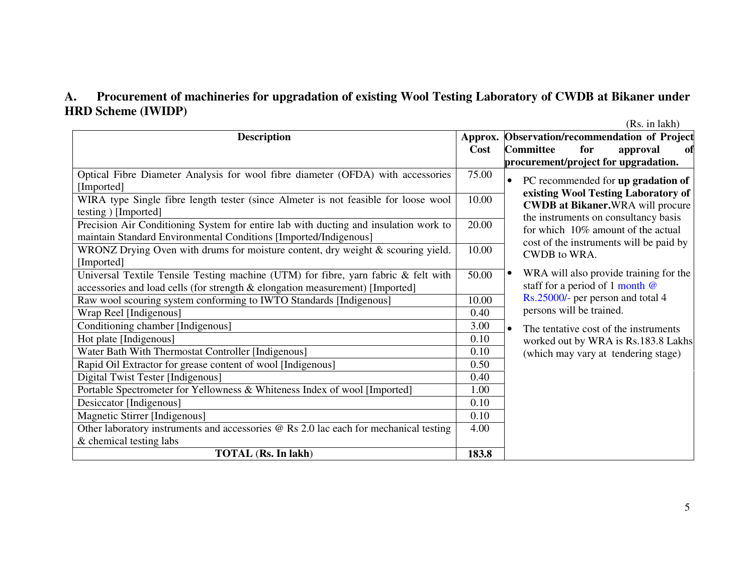## A. Procurement of machineries for upgradation of existing Wool Testing Laboratory of CWDB at Bikaner under HRD Scheme (IWIDP)

(Rs. in lakh)

| Description | Approx. Cost | Observation/recommendation of Project Committee for approval of procurement/project for upgradation. |
|---|---|---|
| Optical Fibre Diameter Analysis for wool fibre diameter (OFDA) with accessories [Imported] | 75.00 | • PC recommended for **up gradation of existing Wool Testing Laboratory of CWDB at Bikaner.** WRA will procure the instruments on consultancy basis for which 10% amount of the actual cost of the instruments will be paid by CWDB to WRA.<br>• WRA will also provide training for the staff for a period of 1 month @ Rs.25000/- per person and total 4 persons will be trained.<br>• The tentative cost of the instruments worked out by WRA is Rs.183.8 Lakhs (which may vary at tendering stage) |
| WIRA type Single fibre length tester (since Almeter is not feasible for loose wool testing ) [Imported] | 10.00 | |
| Precision Air Conditioning System for entire lab with ducting and insulation work to maintain Standard Environmental Conditions [Imported/Indigenous] | 20.00 | |
| WRONZ Drying Oven with drums for moisture content, dry weight & scouring yield. [Imported] | 10.00 | |
| Universal Textile Tensile Testing machine (UTM) for fibre, yarn fabric & felt with accessories and load cells (for strength & elongation measurement) [Imported] | 50.00 | |
| Raw wool scouring system conforming to IWTO Standards [Indigenous] | 10.00 | |
| Wrap Reel [Indigenous] | 0.40 | |
| Conditioning chamber [Indigenous] | 3.00 | |
| Hot plate [Indigenous] | 0.10 | |
| Water Bath With Thermostat Controller [Indigenous] | 0.10 | |
| Rapid Oil Extractor for grease content of wool [Indigenous] | 0.50 | |
| Digital Twist Tester [Indigenous] | 0.40 | |
| Portable Spectrometer for Yellowness & Whiteness Index of wool [Imported] | 1.00 | |
| Desiccator [Indigenous] | 0.10 | |
| Magnetic Stirrer [Indigenous] | 0.10 | |
| Other laboratory instruments and accessories @ Rs 2.0 lac each for mechanical testing & chemical testing labs | 4.00 | |
| **TOTAL (Rs. In lakh)** | **183.8** | |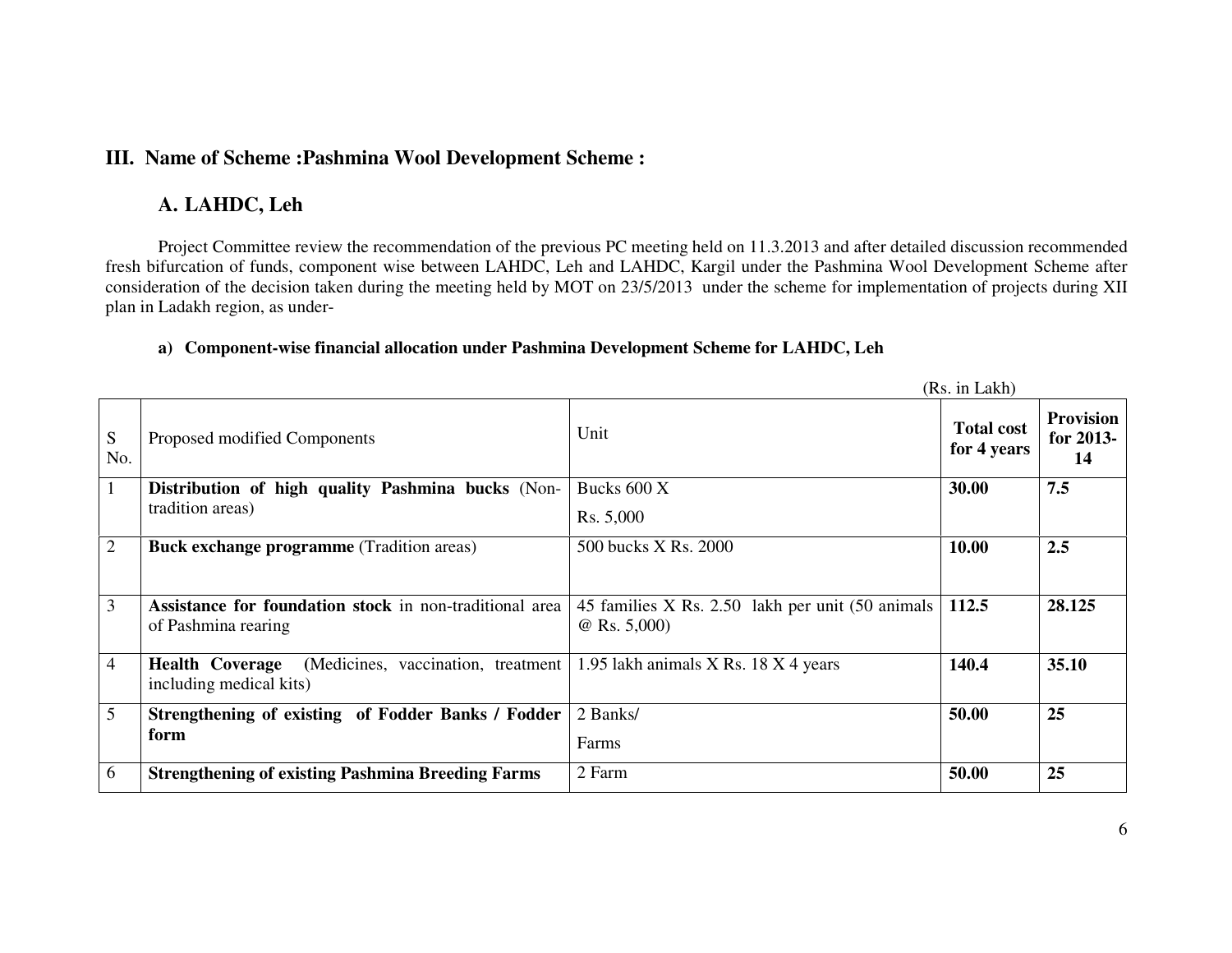## III. Name of Scheme :Pashmina Wool Development Scheme :

### A. LAHDC, Leh

Project Committee review the recommendation of the previous PC meeting held on 11.3.2013 and after detailed discussion recommended fresh bifurcation of funds, component wise between LAHDC, Leh and LAHDC, Kargil under the Pashmina Wool Development Scheme after consideration of the decision taken during the meeting held by MOT on 23/5/2013 under the scheme for implementation of projects during XII plan in Ladakh region, as under-

**a) Component-wise financial allocation under Pashmina Development Scheme for LAHDC, Leh**

(Rs. in Lakh)

| S No. | Proposed modified Components | Unit | Total cost for 4 years | Provision for 2013-14 |
|---|---|---|---|---|
| 1 | **Distribution of high quality Pashmina bucks** (Non-tradition areas) | Bucks 600 X Rs. 5,000 | **30.00** | **7.5** |
| 2 | **Buck exchange programme** (Tradition areas) | 500 bucks X Rs. 2000 | **10.00** | **2.5** |
| 3 | **Assistance for foundation stock** in non-traditional area of Pashmina rearing | 45 families X Rs. 2.50 lakh per unit (50 animals @ Rs. 5,000) | **112.5** | **28.125** |
| 4 | **Health Coverage** (Medicines, vaccination, treatment including medical kits) | 1.95 lakh animals X Rs. 18 X 4 years | **140.4** | **35.10** |
| 5 | **Strengthening of existing of Fodder Banks / Fodder form** | 2 Banks/ Farms | **50.00** | **25** |
| 6 | **Strengthening of existing Pashmina Breeding Farms** | 2 Farm | **50.00** | **25** |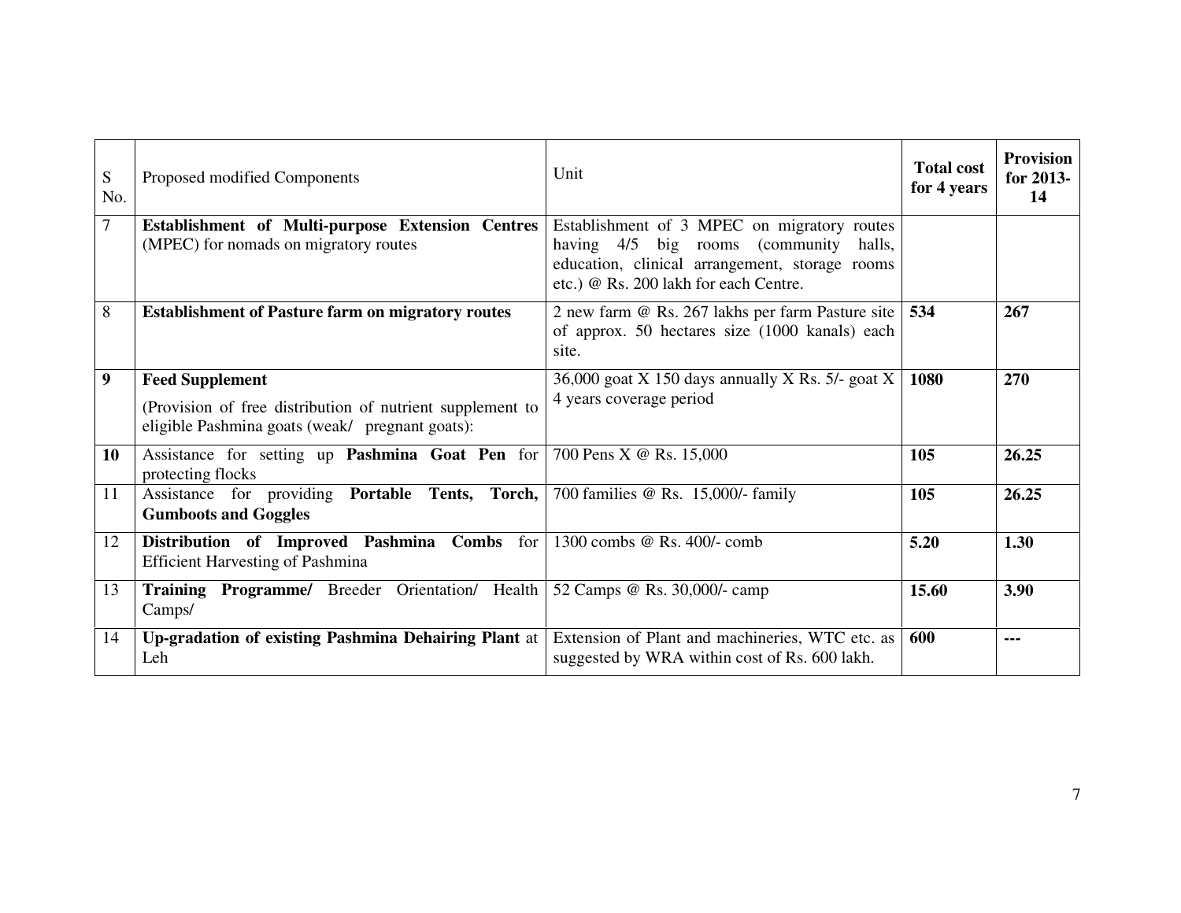| S No. | Proposed modified Components | Unit | **Total cost for 4 years** | **Provision for 2013-14** |
|---|---|---|---|---|
| 7 | **Establishment of Multi-purpose Extension Centres** (MPEC) for nomads on migratory routes | Establishment of 3 MPEC on migratory routes having 4/5 big rooms (community halls, education, clinical arrangement, storage rooms etc.) @ Rs. 200 lakh for each Centre. | | |
| 8 | **Establishment of Pasture farm on migratory routes** | 2 new farm @ Rs. 267 lakhs per farm Pasture site of approx. 50 hectares size (1000 kanals) each site. | **534** | **267** |
| **9** | **Feed Supplement** (Provision of free distribution of nutrient supplement to eligible Pashmina goats (weak/ pregnant goats): | 36,000 goat X 150 days annually X Rs. 5/- goat X 4 years coverage period | **1080** | **270** |
| **10** | Assistance for setting up **Pashmina Goat Pen** for protecting flocks | 700 Pens X @ Rs. 15,000 | **105** | **26.25** |
| 11 | Assistance for providing **Portable Tents, Torch, Gumboots and Goggles** | 700 families @ Rs. 15,000/- family | **105** | **26.25** |
| 12 | **Distribution of Improved Pashmina Combs** for Efficient Harvesting of Pashmina | 1300 combs @ Rs. 400/- comb | **5.20** | **1.30** |
| 13 | **Training Programme/** Breeder Orientation/ Health Camps/ | 52 Camps @ Rs. 30,000/- camp | **15.60** | **3.90** |
| 14 | **Up-gradation of existing Pashmina Dehairing Plant** at Leh | Extension of Plant and machineries, WTC etc. as suggested by WRA within cost of Rs. 600 lakh. | **600** | **---** |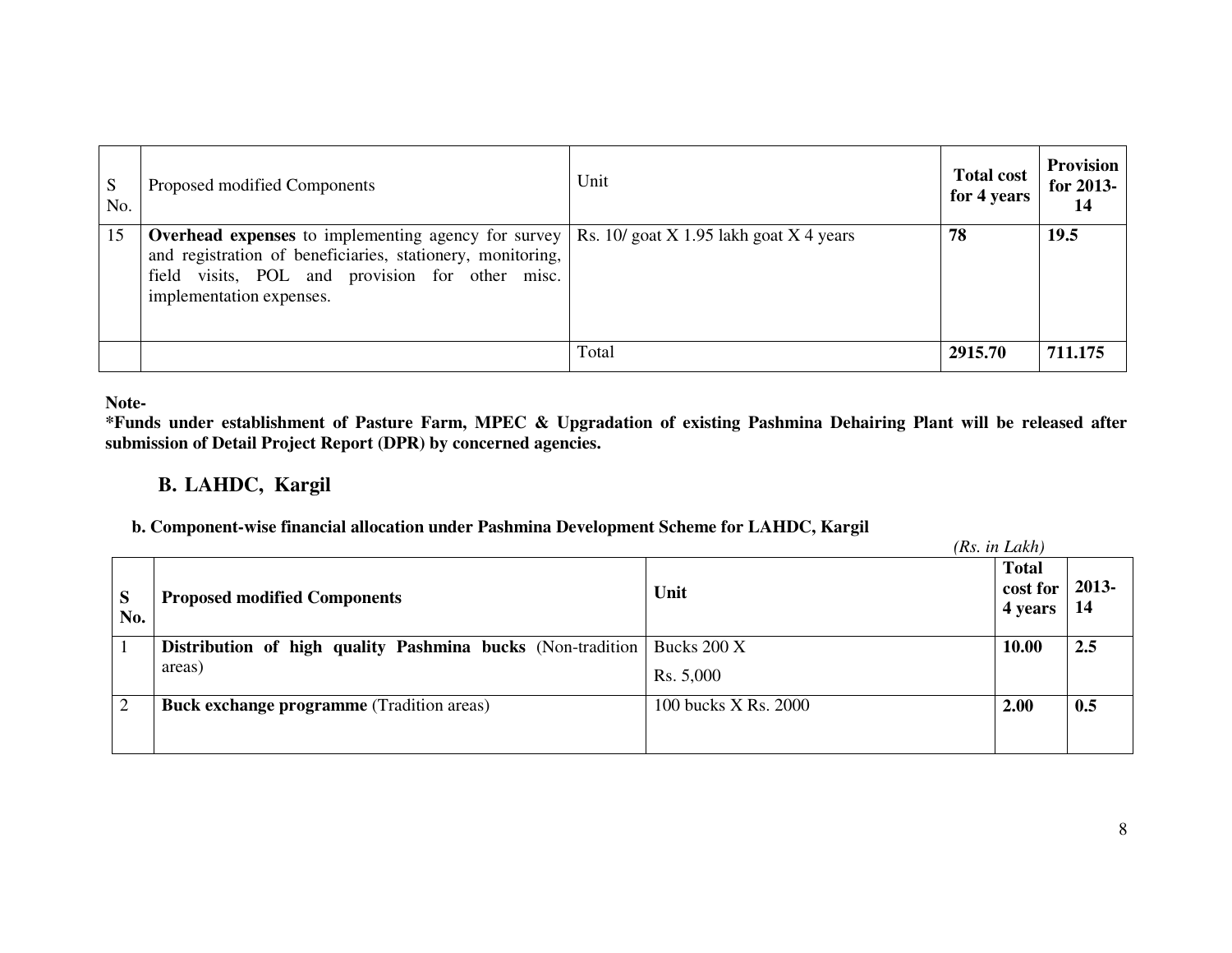| S No. | Proposed modified Components | Unit | Total cost for 4 years | Provision for 2013-14 |
|---|---|---|---|---|
| 15 | **Overhead expenses** to implementing agency for survey and registration of beneficiaries, stationery, monitoring, field visits, POL and provision for other misc. implementation expenses. | Rs. 10/ goat X 1.95 lakh goat X 4 years | **78** | **19.5** |
| | | Total | **2915.70** | **711.175** |

**Note-**

**\*Funds under establishment of Pasture Farm, MPEC & Upgradation of existing Pashmina Dehairing Plant will be released after submission of Detail Project Report (DPR) by concerned agencies.**

## B. LAHDC, Kargil

### b. Component-wise financial allocation under Pashmina Development Scheme for LAHDC, Kargil

*(Rs. in Lakh)*

| S No. | Proposed modified Components | Unit | Total cost for 4 years | 2013-14 |
|---|---|---|---|---|
| 1 | **Distribution of high quality Pashmina bucks** (Non-tradition areas) | Bucks 200 X Rs. 5,000 | **10.00** | **2.5** |
| 2 | **Buck exchange programme** (Tradition areas) | 100 bucks X Rs. 2000 | **2.00** | **0.5** |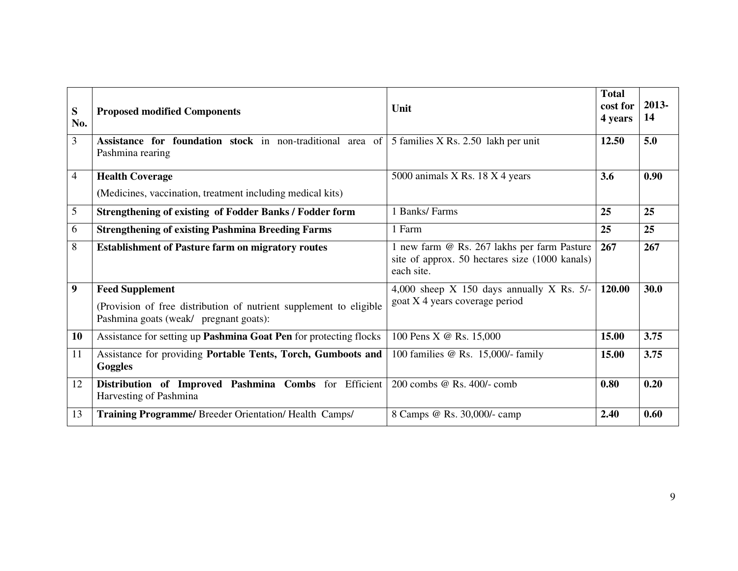| S No. | Proposed modified Components | Unit | Total cost for 4 years | 2013-14 |
|---|---|---|---|---|
| 3 | **Assistance for foundation stock** in non-traditional area of Pashmina rearing | 5 families X Rs. 2.50 lakh per unit | **12.50** | **5.0** |
| 4 | **Health Coverage**<br>(Medicines, vaccination, treatment including medical kits) | 5000 animals X Rs. 18 X 4 years | **3.6** | **0.90** |
| 5 | **Strengthening of existing of Fodder Banks / Fodder form** | 1 Banks/ Farms | **25** | **25** |
| 6 | **Strengthening of existing Pashmina Breeding Farms** | 1 Farm | **25** | **25** |
| 8 | **Establishment of Pasture farm on migratory routes** | 1 new farm @ Rs. 267 lakhs per farm Pasture site of approx. 50 hectares size (1000 kanals) each site. | **267** | **267** |
| **9** | **Feed Supplement**<br>(Provision of free distribution of nutrient supplement to eligible Pashmina goats (weak/ pregnant goats): | 4,000 sheep X 150 days annually X Rs. 5/- goat X 4 years coverage period | **120.00** | **30.0** |
| **10** | Assistance for setting up **Pashmina Goat Pen** for protecting flocks | 100 Pens X @ Rs. 15,000 | **15.00** | **3.75** |
| 11 | Assistance for providing **Portable Tents, Torch, Gumboots and Goggles** | 100 families @ Rs. 15,000/- family | **15.00** | **3.75** |
| 12 | **Distribution of Improved Pashmina Combs** for Efficient Harvesting of Pashmina | 200 combs @ Rs. 400/- comb | **0.80** | **0.20** |
| 13 | **Training Programme/** Breeder Orientation/ Health Camps/ | 8 Camps @ Rs. 30,000/- camp | **2.40** | **0.60** |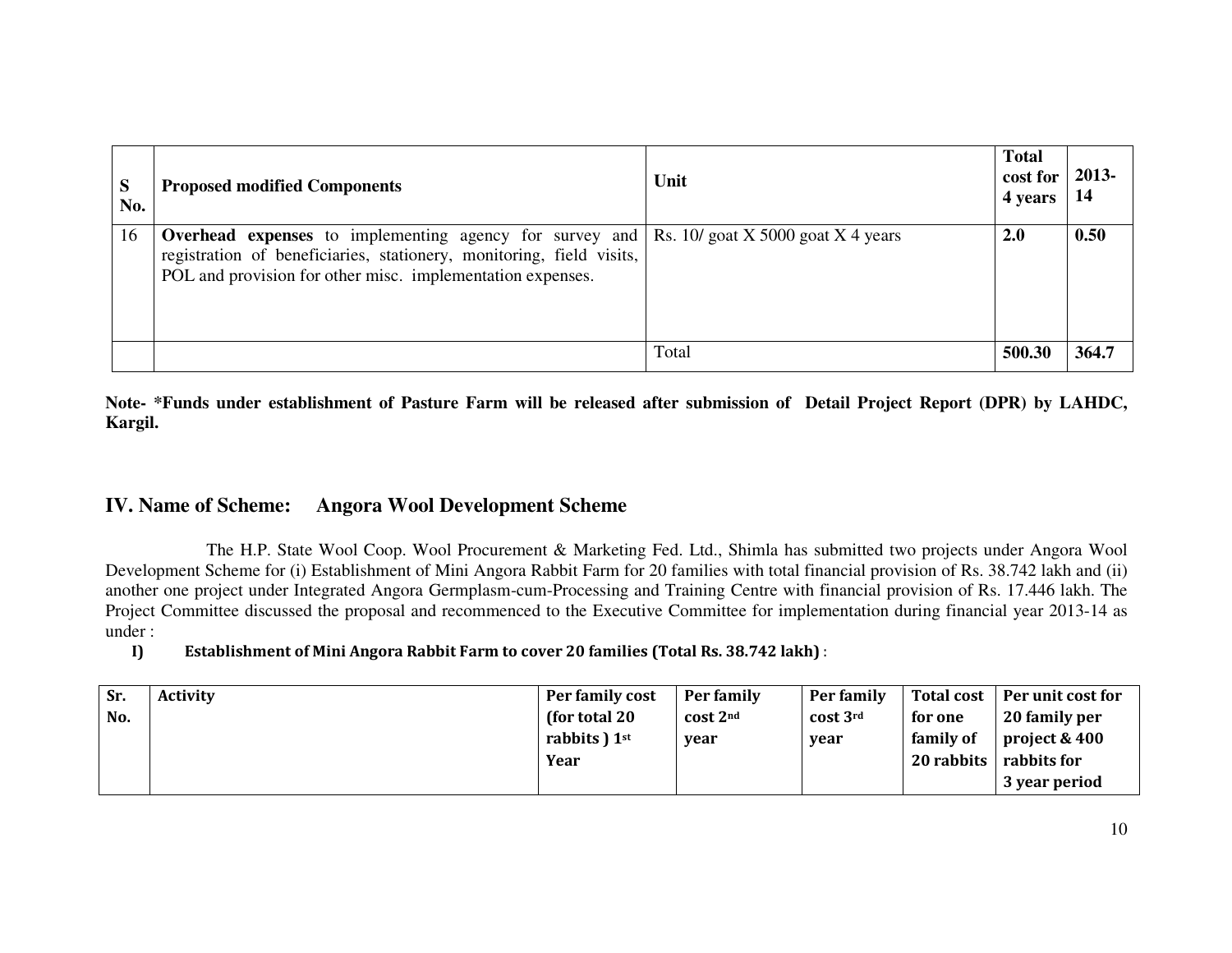| S No. | Proposed modified Components | Unit | Total cost for 4 years | 2013-14 |
|---|---|---|---|---|
| 16 | **Overhead expenses** to implementing agency for survey and registration of beneficiaries, stationery, monitoring, field visits, POL and provision for other misc. implementation expenses. | Rs. 10/ goat X 5000 goat X 4 years | **2.0** | **0.50** |
| | | Total | **500.30** | **364.7** |

**Note- *Funds under establishment of Pasture Farm will be released after submission of Detail Project Report (DPR) by LAHDC, Kargil.**

## IV. Name of Scheme: Angora Wool Development Scheme

The H.P. State Wool Coop. Wool Procurement & Marketing Fed. Ltd., Shimla has submitted two projects under Angora Wool Development Scheme for (i) Establishment of Mini Angora Rabbit Farm for 20 families with total financial provision of Rs. 38.742 lakh and (ii) another one project under Integrated Angora Germplasm-cum-Processing and Training Centre with financial provision of Rs. 17.446 lakh. The Project Committee discussed the proposal and recommenced to the Executive Committee for implementation during financial year 2013-14 as under :

**I) Establishment of Mini Angora Rabbit Farm to cover 20 families (Total Rs. 38.742 lakh)** :

| Sr. No. | Activity | Per family cost (for total 20 rabbits ) 1st Year | Per family cost 2nd year | Per family cost 3rd year | Total cost for one family of 20 rabbits | Per unit cost for 20 family per project & 400 rabbits for 3 year period |
|---|---|---|---|---|---|---|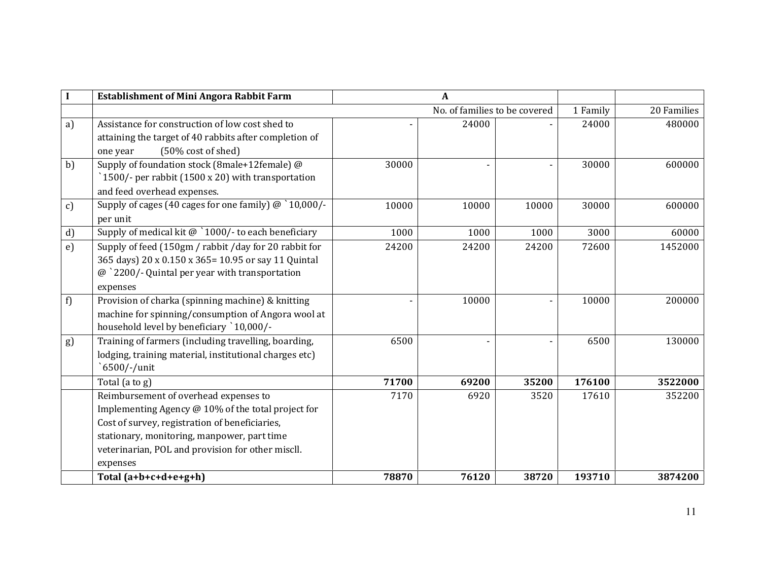| I | Establishment of Mini Angora Rabbit Farm | A | | | | |
|---|---|---|---|---|---|---|
| | | No. of families to be covered | | | 1 Family | 20 Families |
| a) | Assistance for construction of low cost shed to attaining the target of 40 rabbits after completion of one year (50% cost of shed) | - | 24000 | - | 24000 | 480000 |
| b) | Supply of foundation stock (8male+12female) @ `1500/- per rabbit (1500 x 20) with transportation and feed overhead expenses. | 30000 | - | - | 30000 | 600000 |
| c) | Supply of cages (40 cages for one family) @ `10,000/- per unit | 10000 | 10000 | 10000 | 30000 | 600000 |
| d) | Supply of medical kit @ `1000/- to each beneficiary | 1000 | 1000 | 1000 | 3000 | 60000 |
| e) | Supply of feed (150gm / rabbit /day for 20 rabbit for 365 days) 20 x 0.150 x 365= 10.95 or say 11 Quintal @ `2200/- Quintal per year with transportation expenses | 24200 | 24200 | 24200 | 72600 | 1452000 |
| f) | Provision of charka (spinning machine) & knitting machine for spinning/consumption of Angora wool at household level by beneficiary `10,000/- | - | 10000 | - | 10000 | 200000 |
| g) | Training of farmers (including travelling, boarding, lodging, training material, institutional charges etc) `6500/-/unit | 6500 | - | - | 6500 | 130000 |
| | Total (a to g) | **71700** | **69200** | **35200** | **176100** | **3522000** |
| | Reimbursement of overhead expenses to Implementing Agency @ 10% of the total project for Cost of survey, registration of beneficiaries, stationary, monitoring, manpower, part time veterinarian, POL and provision for other miscll. expenses | 7170 | 6920 | 3520 | 17610 | 352200 |
| | **Total (a+b+c+d+e+g+h)** | **78870** | **76120** | **38720** | **193710** | **3874200** |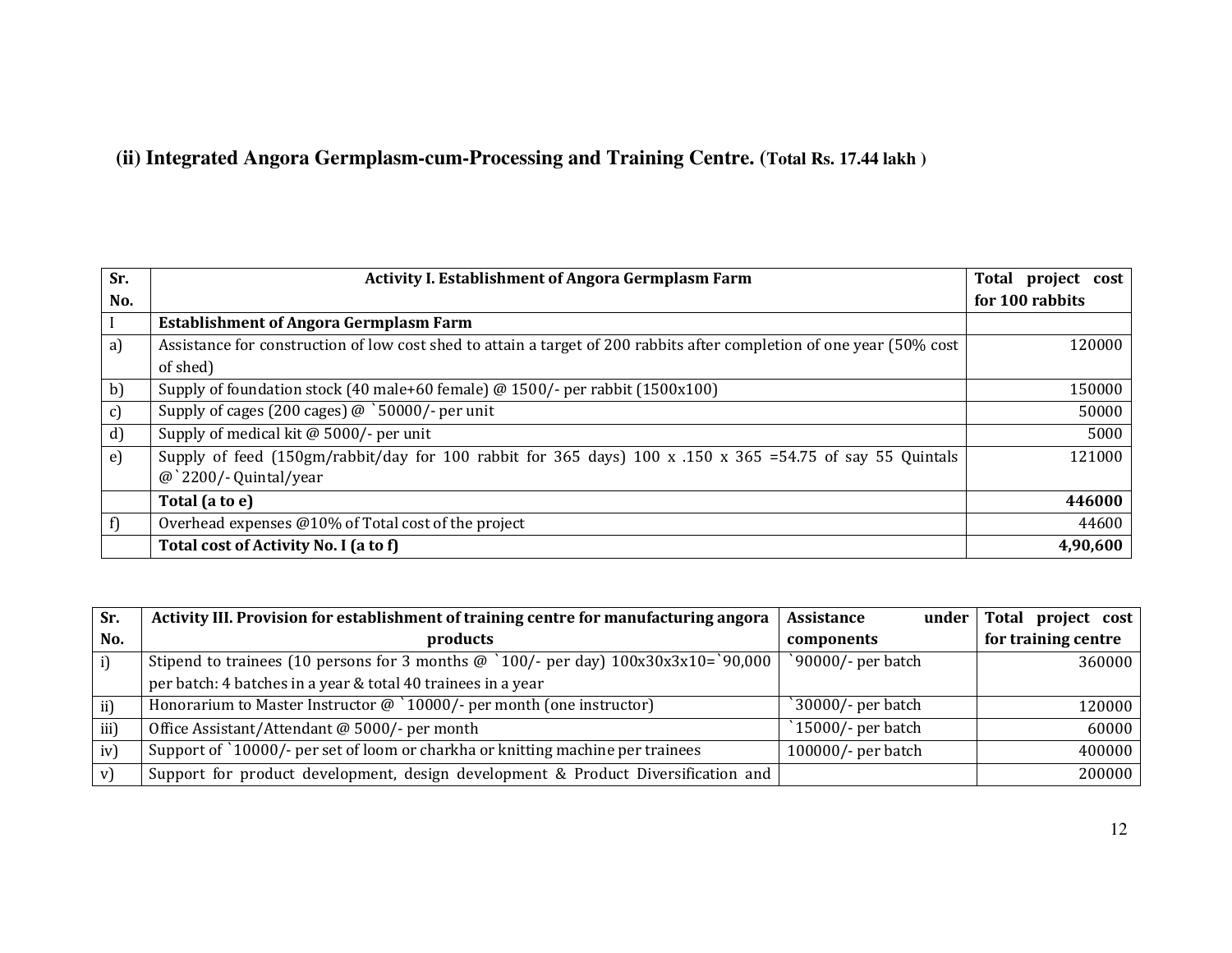## (ii) Integrated Angora Germplasm-cum-Processing and Training Centre. (Total Rs. 17.44 lakh )

| Sr. No. | Activity I. Establishment of Angora Germplasm Farm | Total project cost for 100 rabbits |
|---|---|---|
| I | **Establishment of Angora Germplasm Farm** | |
| a) | Assistance for construction of low cost shed to attain a target of 200 rabbits after completion of one year (50% cost of shed) | 120000 |
| b) | Supply of foundation stock (40 male+60 female) @ 1500/- per rabbit (1500x100) | 150000 |
| c) | Supply of cages (200 cages) @ `50000/- per unit | 50000 |
| d) | Supply of medical kit @ 5000/- per unit | 5000 |
| e) | Supply of feed (150gm/rabbit/day for 100 rabbit for 365 days) 100 x .150 x 365 =54.75 of say 55 Quintals @`2200/- Quintal/year | 121000 |
| | **Total (a to e)** | **446000** |
| f) | Overhead expenses @10% of Total cost of the project | 44600 |
| | **Total cost of Activity No. I (a to f)** | **4,90,600** |

| Sr. No. | Activity III. Provision for establishment of training centre for manufacturing angora products | Assistance under components | Total project cost for training centre |
|---|---|---|---|
| i) | Stipend to trainees (10 persons for 3 months @ `100/- per day) 100x30x3x10=`90,000 per batch: 4 batches in a year & total 40 trainees in a year | `90000/- per batch | 360000 |
| ii) | Honorarium to Master Instructor @ `10000/- per month (one instructor) | `30000/- per batch | 120000 |
| iii) | Office Assistant/Attendant @ 5000/- per month | `15000/- per batch | 60000 |
| iv) | Support of `10000/- per set of loom or charkha or knitting machine per trainees | 100000/- per batch | 400000 |
| v) | Support for product development, design development & Product Diversification and | | 200000 |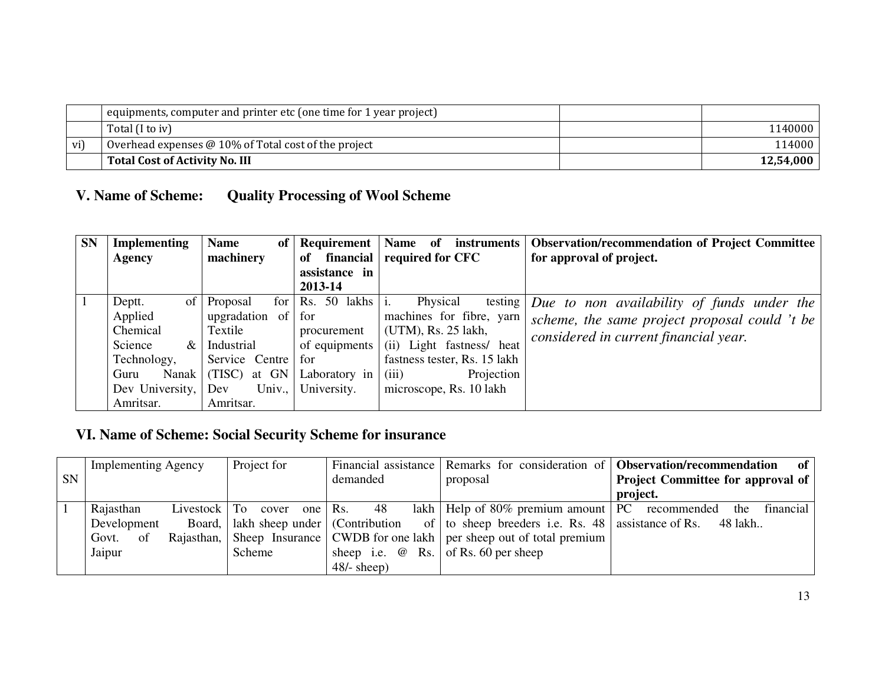|  | equipments, computer and printer etc (one time for 1 year project) |  |  |
|---|---|---|---|
|  | Total (I to iv) |  | 1140000 |
| vi) | Overhead expenses @ 10% of Total cost of the project |  | 114000 |
|  | **Total Cost of Activity No. III** |  | **12,54,000** |

## V. Name of Scheme: Quality Processing of Wool Scheme

| SN | Implementing Agency | Name of machinery | Requirement of financial assistance in 2013-14 | Name of instruments required for CFC | Observation/recommendation of Project Committee for approval of project. |
|---|---|---|---|---|---|
| 1 | Deptt. of Applied Chemical Science & Technology, Guru Nanak Dev University, Amritsar. | Proposal for upgradation of Textile Industrial Service Centre (TISC) at GN Dev Univ., Amritsar. | Rs. 50 lakhs for procurement of equipments for Laboratory in University. | i. Physical testing machines for fibre, yarn (UTM), Rs. 25 lakh, (ii) Light fastness/ heat fastness tester, Rs. 15 lakh (iii) Projection microscope, Rs. 10 lakh | *Due to non availability of funds under the scheme, the same project proposal could 't be considered in current financial year.* |

## VI. Name of Scheme: Social Security Scheme for insurance

| SN | Implementing Agency | Project for | Financial assistance demanded | Remarks for consideration of proposal | Observation/recommendation of Project Committee for approval of project. |
|---|---|---|---|---|---|
| 1 | Rajasthan Livestock Development Board, Govt. of Rajasthan, Jaipur | To cover one lakh sheep under Sheep Insurance Scheme | Rs. 48 lakh (Contribution of CWDB for one lakh sheep i.e. @ Rs. 48/- sheep) | Help of 80% premium amount to sheep breeders i.e. Rs. 48 per sheep out of total premium of Rs. 60 per sheep | PC recommended the financial assistance of Rs. 48 lakh.. |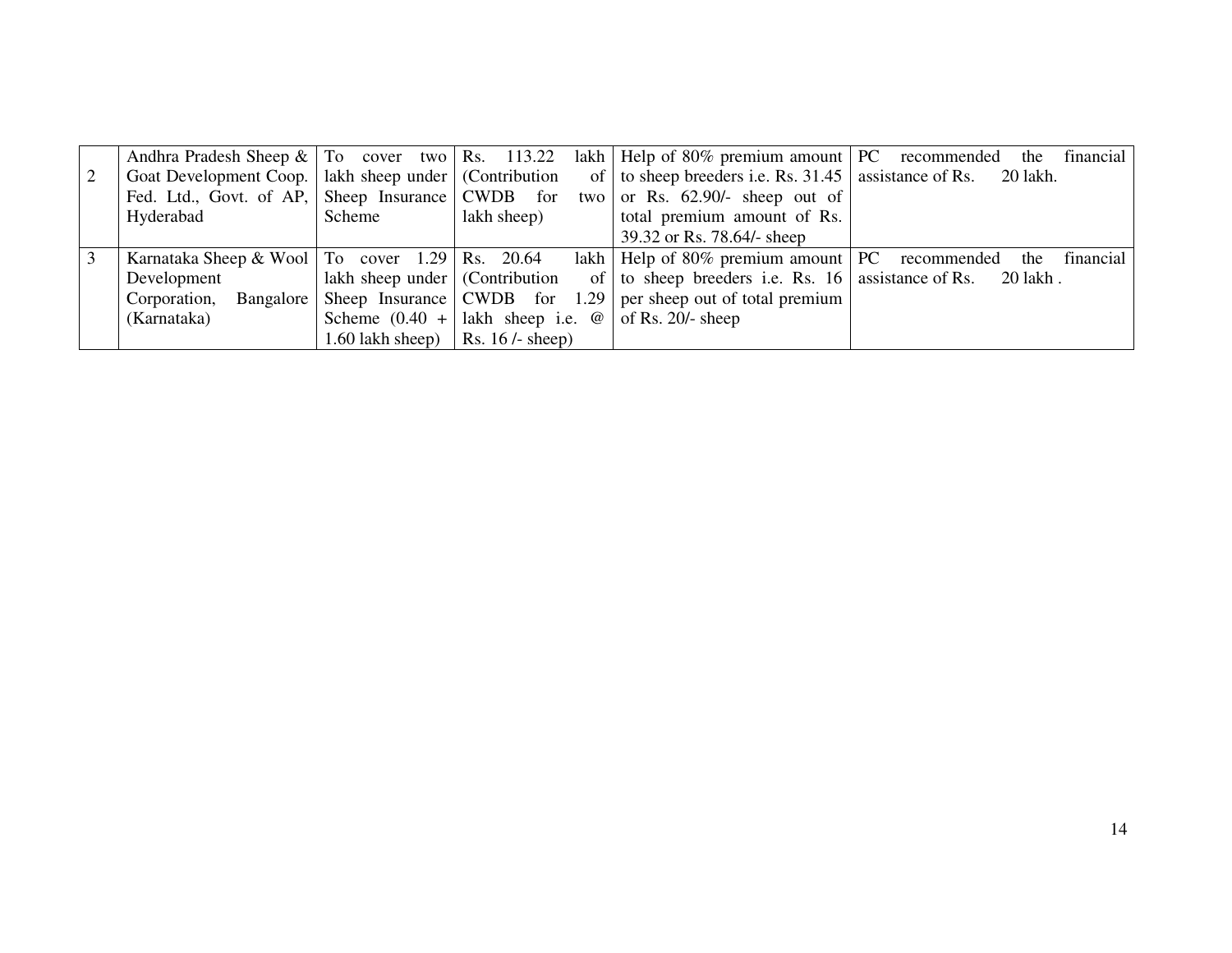| | | | | | |
|---|---|---|---|---|---|
| 2 | Andhra Pradesh Sheep & Goat Development Coop. Fed. Ltd., Govt. of AP, Hyderabad | To cover two lakh sheep under Sheep Insurance Scheme | Rs. 113.22 lakh (Contribution of CWDB for two lakh sheep) | Help of 80% premium amount to sheep breeders i.e. Rs. 31.45 or Rs. 62.90/- sheep out of total premium amount of Rs. 39.32 or Rs. 78.64/- sheep | PC recommended the financial assistance of Rs. 20 lakh. |
| 3 | Karnataka Sheep & Wool Development Corporation, Bangalore (Karnataka) | To cover 1.29 lakh sheep under Sheep Insurance Scheme (0.40 + 1.60 lakh sheep) | Rs. 20.64 lakh (Contribution of CWDB for 1.29 lakh sheep i.e. @ Rs. 16 /- sheep) | Help of 80% premium amount to sheep breeders i.e. Rs. 16 per sheep out of total premium of Rs. 20/- sheep | PC recommended the financial assistance of Rs. 20 lakh . |